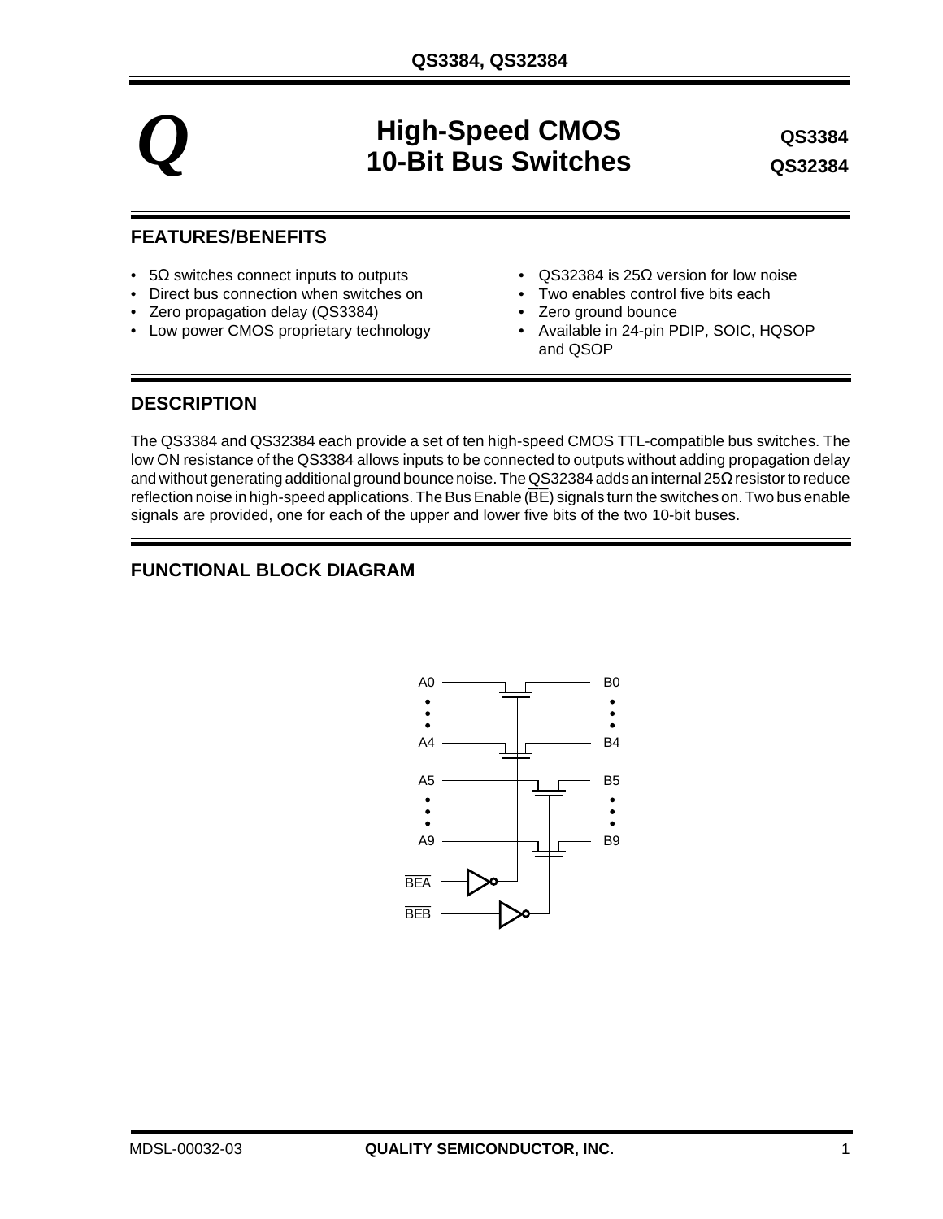# High-Speed CMOS 10-Bit Bus Switches

**QS3384**
**QS32384**

## FEATURES/BENEFITS

- 5Ω switches connect inputs to outputs
- Direct bus connection when switches on
- Zero propagation delay (QS3384)
- Low power CMOS proprietary technology
- QS32384 is 25Ω version for low noise
- Two enables control five bits each
- Zero ground bounce
- Available in 24-pin PDIP, SOIC, HQSOP and QSOP

## DESCRIPTION

The QS3384 and QS32384 each provide a set of ten high-speed CMOS TTL-compatible bus switches. The low ON resistance of the QS3384 allows inputs to be connected to outputs without adding propagation delay and without generating additional ground bounce noise. The QS32384 adds an internal 25Ω resistor to reduce reflection noise in high-speed applications. The Bus Enable ($\overline{BE}$) signals turn the switches on. Two bus enable signals are provided, one for each of the upper and lower five bits of the two 10-bit buses.

## FUNCTIONAL BLOCK DIAGRAM

A0 — B0
A4 — B4
A5 — B5
A9 — B9
$\overline{BEA}$
$\overline{BEB}$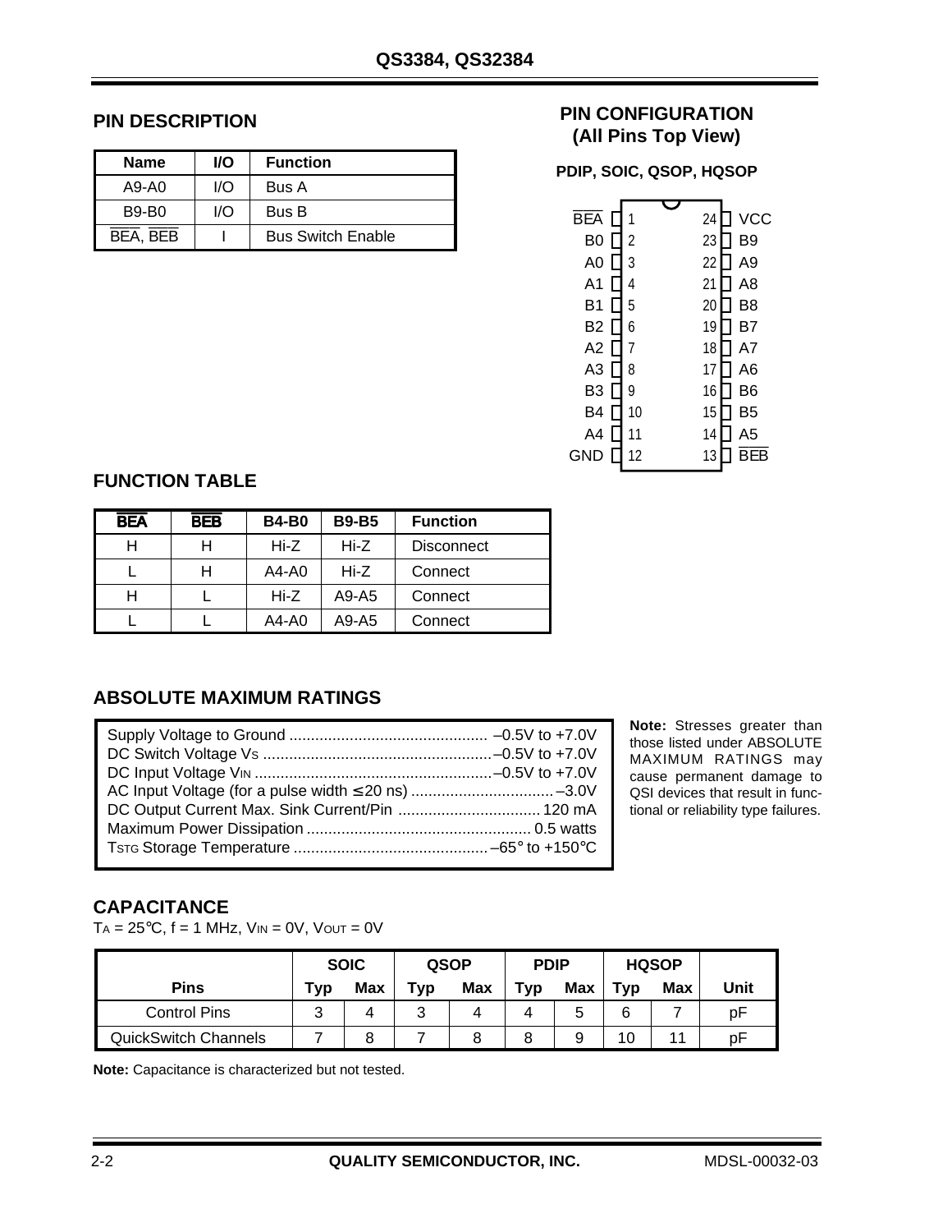## PIN DESCRIPTION

| Name | I/O | Function |
|---|---|---|
| A9-A0 | I/O | Bus A |
| B9-B0 | I/O | Bus B |
| $\overline{BEA}$, $\overline{BEB}$ | I | Bus Switch Enable |

## PIN CONFIGURATION (All Pins Top View)

**PDIP, SOIC, QSOP, HQSOP**

| Pin | Name | Pin | Name |
|---|---|---|---|
| 1 | $\overline{BEA}$ | 24 | VCC |
| 2 | B0 | 23 | B9 |
| 3 | A0 | 22 | A9 |
| 4 | A1 | 21 | A8 |
| 5 | B1 | 20 | B8 |
| 6 | B2 | 19 | B7 |
| 7 | A2 | 18 | A7 |
| 8 | A3 | 17 | A6 |
| 9 | B3 | 16 | B6 |
| 10 | B4 | 15 | B5 |
| 11 | A4 | 14 | A5 |
| 12 | GND | 13 | $\overline{BEB}$ |

## FUNCTION TABLE

| $\overline{BEA}$ | $\overline{BEB}$ | B4-B0 | B9-B5 | Function |
|---|---|---|---|---|
| H | H | Hi-Z | Hi-Z | Disconnect |
| L | H | A4-A0 | Hi-Z | Connect |
| H | L | Hi-Z | A9-A5 | Connect |
| L | L | A4-A0 | A9-A5 | Connect |

## ABSOLUTE MAXIMUM RATINGS

- Supply Voltage to Ground .............................................. –0.5V to +7.0V
- DC Switch Voltage $V_S$ ..................................................... –0.5V to +7.0V
- DC Input Voltage $V_{IN}$ ...................................................... –0.5V to +7.0V
- AC Input Voltage (for a pulse width ≤ 20 ns) ................................. –3.0V
- DC Output Current Max. Sink Current/Pin ................................. 120 mA
- Maximum Power Dissipation .................................................... 0.5 watts
- $T_{STG}$ Storage Temperature ............................................. –65° to +150°C

**Note:** Stresses greater than those listed under ABSOLUTE MAXIMUM RATINGS may cause permanent damage to QSI devices that result in functional or reliability type failures.

## CAPACITANCE

$T_A$ = 25°C, f = 1 MHz, $V_{IN}$ = 0V, $V_{OUT}$ = 0V

| | SOIC | | QSOP | | PDIP | | HQSOP | | |
|---|---|---|---|---|---|---|---|---|---|
| **Pins** | **Typ** | **Max** | **Typ** | **Max** | **Typ** | **Max** | **Typ** | **Max** | **Unit** |
| Control Pins | 3 | 4 | 3 | 4 | 4 | 5 | 6 | 7 | pF |
| QuickSwitch Channels | 7 | 8 | 7 | 8 | 8 | 9 | 10 | 11 | pF |

**Note:** Capacitance is characterized but not tested.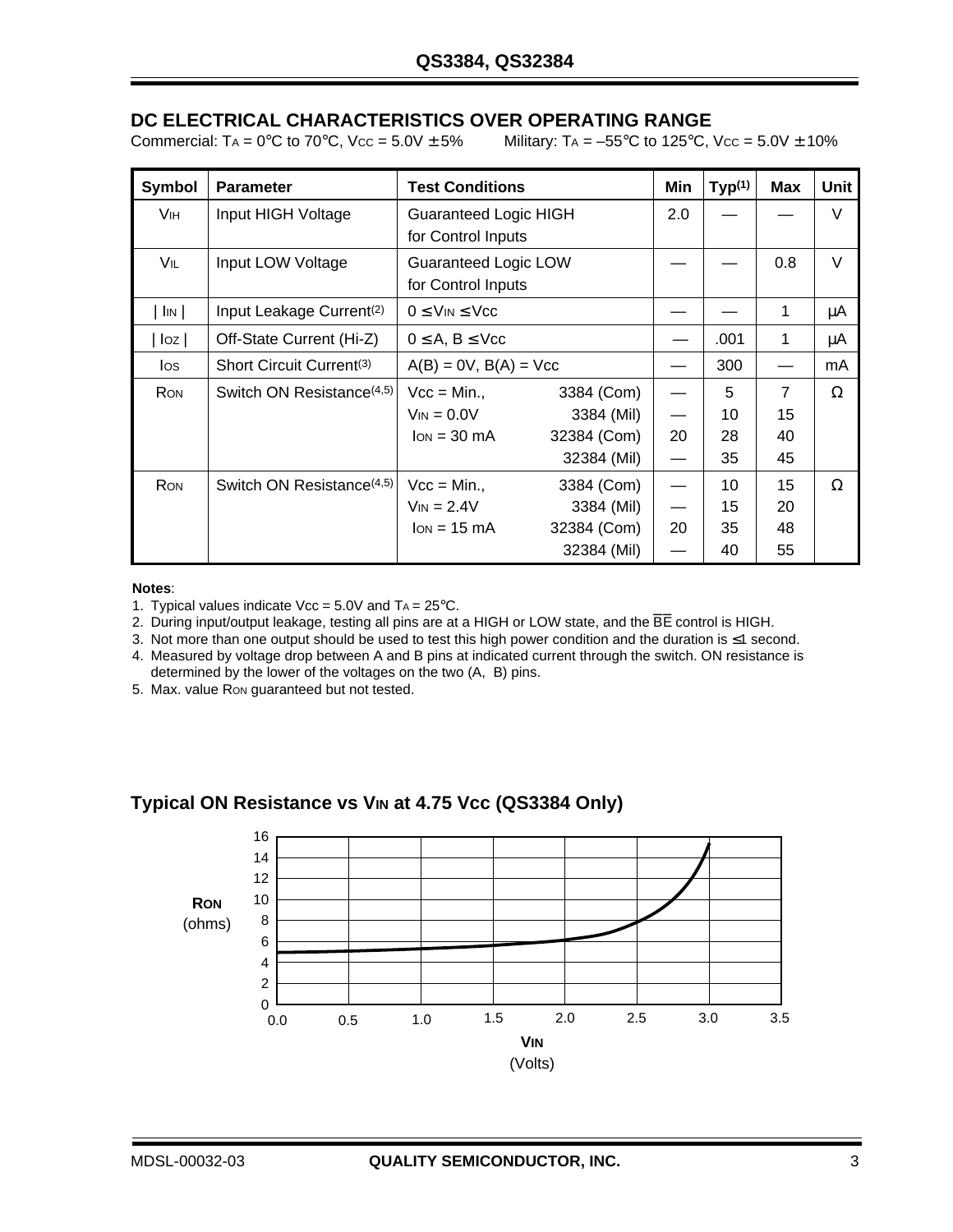## DC ELECTRICAL CHARACTERISTICS OVER OPERATING RANGE

Commercial: $T_A = 0°C$ to $70°C$, $V_{CC} = 5.0V \pm 5\%$  Military: $T_A = -55°C$ to $125°C$, $V_{CC} = 5.0V \pm 10\%$

| Symbol | Parameter | Test Conditions | | Min | Typ(1) | Max | Unit |
|---|---|---|---|---|---|---|---|
| $V_{IH}$ | Input HIGH Voltage | Guaranteed Logic HIGH for Control Inputs | | 2.0 | — | — | V |
| $V_{IL}$ | Input LOW Voltage | Guaranteed Logic LOW for Control Inputs | | — | — | 0.8 | V |
| $\|I_{IN}\|$ | Input Leakage Current(2) | $0 \leq V_{IN} \leq V_{CC}$ | | — | — | 1 | μA |
| $\|I_{OZ}\|$ | Off-State Current (Hi-Z) | $0 \leq A, B \leq V_{CC}$ | | — | .001 | 1 | μA |
| $I_{OS}$ | Short Circuit Current(3) | A(B) = 0V, B(A) = Vcc | | — | 300 | — | mA |
| $R_{ON}$ | Switch ON Resistance(4,5) | Vcc = Min., | 3384 (Com) | — | 5 | 7 | Ω |
| | | $V_{IN} = 0.0V$ | 3384 (Mil) | — | 10 | 15 | |
| | | $I_{ON} = 30$ mA | 32384 (Com) | 20 | 28 | 40 | |
| | | | 32384 (Mil) | — | 35 | 45 | |
| $R_{ON}$ | Switch ON Resistance(4,5) | Vcc = Min., | 3384 (Com) | — | 10 | 15 | Ω |
| | | $V_{IN} = 2.4V$ | 3384 (Mil) | — | 15 | 20 | |
| | | $I_{ON} = 15$ mA | 32384 (Com) | 20 | 35 | 48 | |
| | | | 32384 (Mil) | — | 40 | 55 | |

**Notes**:

1. Typical values indicate Vcc = 5.0V and $T_A = 25°C$.
2. During input/output leakage, testing all pins are at a HIGH or LOW state, and the $\overline{BE}$ control is HIGH.
3. Not more than one output should be used to test this high power condition and the duration is ≤1 second.
4. Measured by voltage drop between A and B pins at indicated current through the switch. ON resistance is determined by the lower of the voltages on the two (A, B) pins.
5. Max. value $R_{ON}$ guaranteed but not tested.

## Typical ON Resistance vs $V_{IN}$ at 4.75 Vcc (QS3384 Only)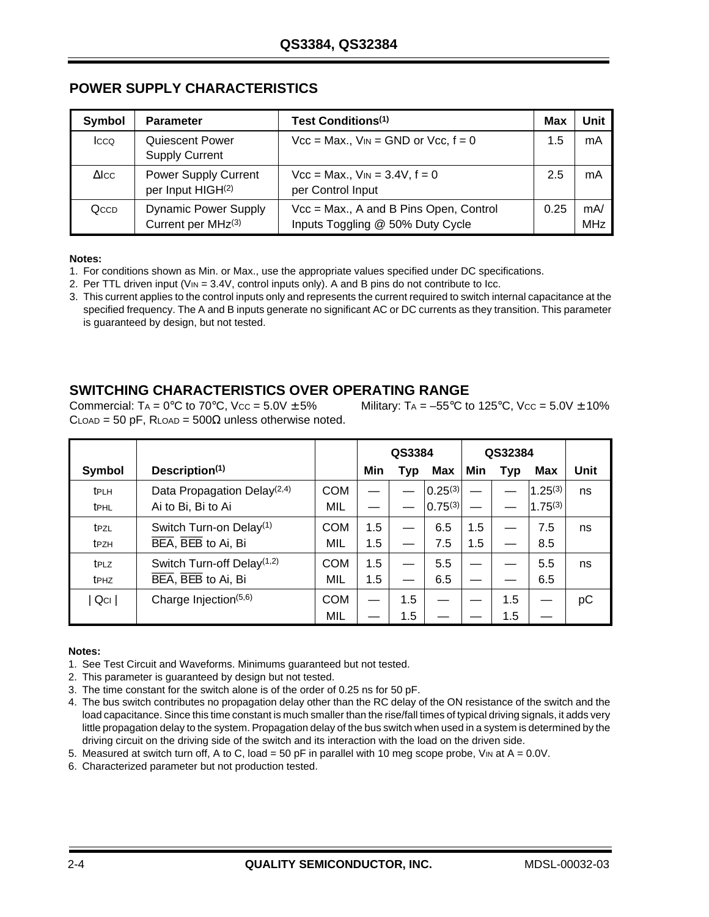## POWER SUPPLY CHARACTERISTICS

| Symbol | Parameter | Test Conditions[1] | Max | Unit |
|---|---|---|---|---|
| $I_{CCQ}$ | Quiescent Power Supply Current | $V_{CC}$ = Max., $V_{IN}$ = GND or Vcc, f = 0 | 1.5 | mA |
| $\Delta I_{CC}$ | Power Supply Current per Input HIGH[2] | $V_{CC}$ = Max., $V_{IN}$ = 3.4V, f = 0 per Control Input | 2.5 | mA |
| $Q_{CCD}$ | Dynamic Power Supply Current per MHz[3] | $V_{CC}$ = Max., A and B Pins Open, Control Inputs Toggling @ 50% Duty Cycle | 0.25 | mA/ MHz |

**Notes:**

1. For conditions shown as Min. or Max., use the appropriate values specified under DC specifications.
2. Per TTL driven input ($V_{IN}$ = 3.4V, control inputs only). A and B pins do not contribute to Icc.
3. This current applies to the control inputs only and represents the current required to switch internal capacitance at the specified frequency. The A and B inputs generate no significant AC or DC currents as they transition. This parameter is guaranteed by design, but not tested.

## SWITCHING CHARACTERISTICS OVER OPERATING RANGE

Commercial: $T_A$ = 0°C to 70°C, $V_{CC}$ = 5.0V ± 5% Military: $T_A$ = –55°C to 125°C, $V_{CC}$ = 5.0V ± 10%
$C_{LOAD}$ = 50 pF, $R_{LOAD}$ = 500Ω unless otherwise noted.

| | | | QS3384 | | | QS32384 | | | |
|---|---|---|---|---|---|---|---|---|---|
| Symbol | Description[1] | | Min | Typ | Max | Min | Typ | Max | Unit |
| $t_{PLH}$ $t_{PHL}$ | Data Propagation Delay[2,4] Ai to Bi, Bi to Ai | COM | — | — | 0.25[3] | — | — | 1.25[3] | ns |
| | | MIL | — | — | 0.75[3] | — | — | 1.75[3] | |
| $t_{PZL}$ $t_{PZH}$ | Switch Turn-on Delay[1] $\overline{BEA}$, $\overline{BEB}$ to Ai, Bi | COM | 1.5 | — | 6.5 | 1.5 | — | 7.5 | ns |
| | | MIL | 1.5 | — | 7.5 | 1.5 | — | 8.5 | |
| $t_{PLZ}$ $t_{PHZ}$ | Switch Turn-off Delay[1,2] $\overline{BEA}$, $\overline{BEB}$ to Ai, Bi | COM | 1.5 | — | 5.5 | — | — | 5.5 | ns |
| | | MIL | 1.5 | — | 6.5 | — | — | 6.5 | |
| $\lvert Q_{CI} \rvert$ | Charge Injection[5,6] | COM | — | 1.5 | — | — | 1.5 | — | pC |
| | | MIL | — | 1.5 | — | — | 1.5 | — | |

**Notes:**

1. See Test Circuit and Waveforms. Minimums guaranteed but not tested.
2. This parameter is guaranteed by design but not tested.
3. The time constant for the switch alone is of the order of 0.25 ns for 50 pF.
4. The bus switch contributes no propagation delay other than the RC delay of the ON resistance of the switch and the load capacitance. Since this time constant is much smaller than the rise/fall times of typical driving signals, it adds very little propagation delay to the system. Propagation delay of the bus switch when used in a system is determined by the driving circuit on the driving side of the switch and its interaction with the load on the driven side.
5. Measured at switch turn off, A to C, load = 50 pF in parallel with 10 meg scope probe, $V_{IN}$ at A = 0.0V.
6. Characterized parameter but not production tested.